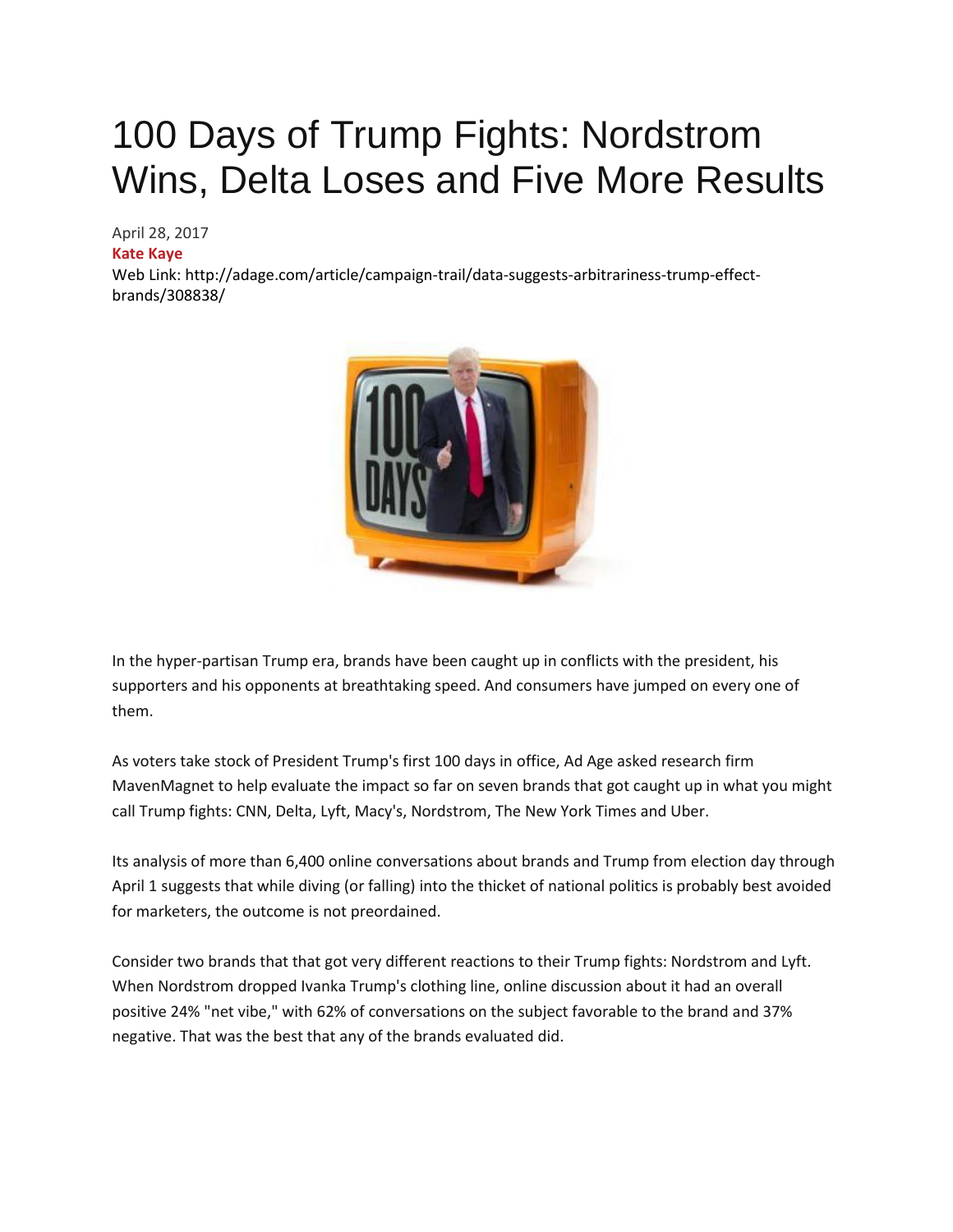# 100 Days of Trump Fights: Nordstrom Wins, Delta Loses and Five More Results

April 28, 2017

**Kate Kaye**

Web Link: http://adage.com/article/campaign-trail/data-suggests-arbitrariness-trump-effect-brands/308838/

In the hyper-partisan Trump era, brands have been caught up in conflicts with the president, his supporters and his opponents at breathtaking speed. And consumers have jumped on every one of them.

As voters take stock of President Trump's first 100 days in office, Ad Age asked research firm MavenMagnet to help evaluate the impact so far on seven brands that got caught up in what you might call Trump fights: CNN, Delta, Lyft, Macy's, Nordstrom, The New York Times and Uber.

Its analysis of more than 6,400 online conversations about brands and Trump from election day through April 1 suggests that while diving (or falling) into the thicket of national politics is probably best avoided for marketers, the outcome is not preordained.

Consider two brands that that got very different reactions to their Trump fights: Nordstrom and Lyft. When Nordstrom dropped Ivanka Trump's clothing line, online discussion about it had an overall positive 24% "net vibe," with 62% of conversations on the subject favorable to the brand and 37% negative. That was the best that any of the brands evaluated did.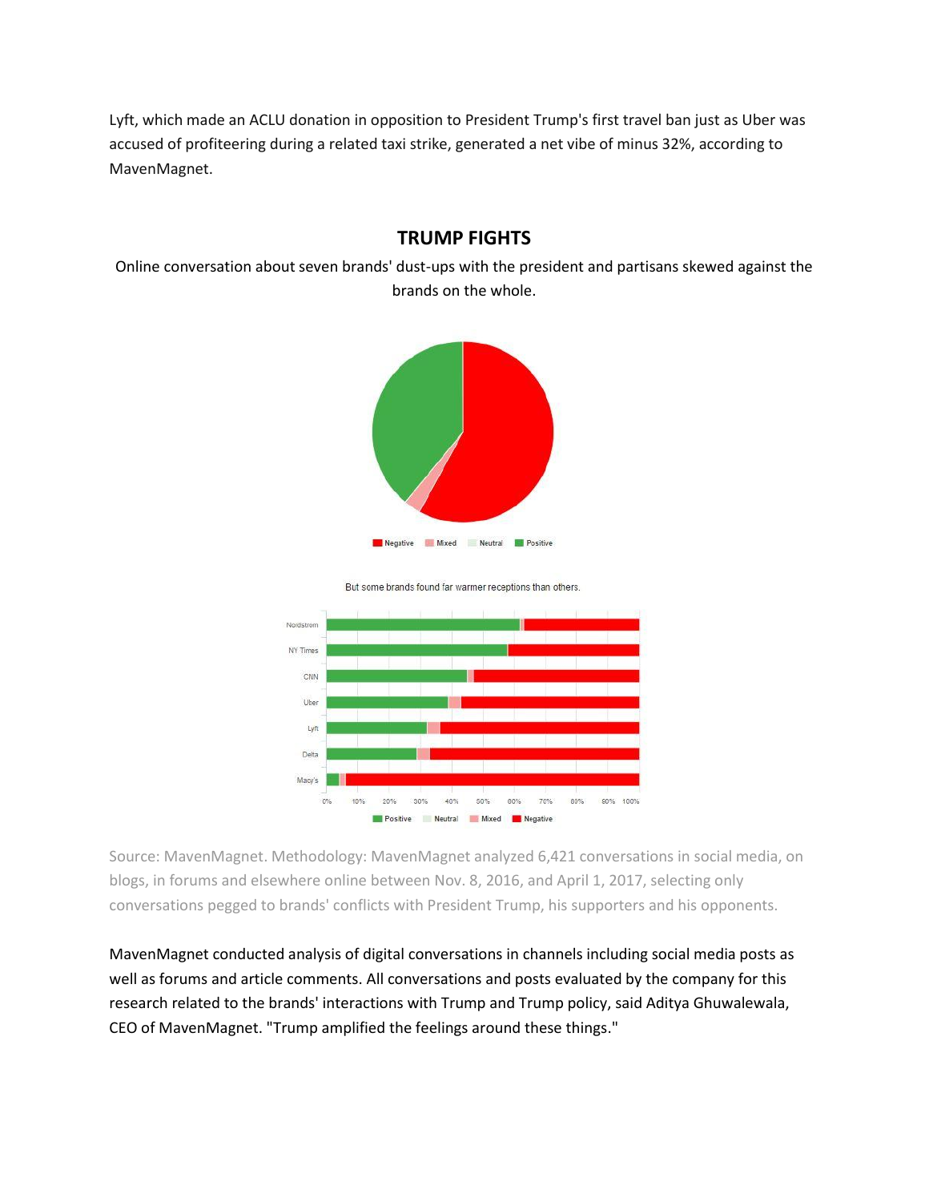Lyft, which made an ACLU donation in opposition to President Trump's first travel ban just as Uber was accused of profiteering during a related taxi strike, generated a net vibe of minus 32%, according to MavenMagnet.

## TRUMP FIGHTS

Online conversation about seven brands' dust-ups with the president and partisans skewed against the brands on the whole.

Negative Mixed Neutral Positive

But some brands found far warmer receptions than others.

Nordstrom
NY Times
CNN
Uber
Lyft
Delta
Macy's

0% 10% 20% 30% 40% 50% 60% 70% 80% 90% 100%

Positive Neutral Mixed Negative

Source: MavenMagnet. Methodology: MavenMagnet analyzed 6,421 conversations in social media, on blogs, in forums and elsewhere online between Nov. 8, 2016, and April 1, 2017, selecting only conversations pegged to brands' conflicts with President Trump, his supporters and his opponents.

MavenMagnet conducted analysis of digital conversations in channels including social media posts as well as forums and article comments. All conversations and posts evaluated by the company for this research related to the brands' interactions with Trump and Trump policy, said Aditya Ghuwalewala, CEO of MavenMagnet. "Trump amplified the feelings around these things."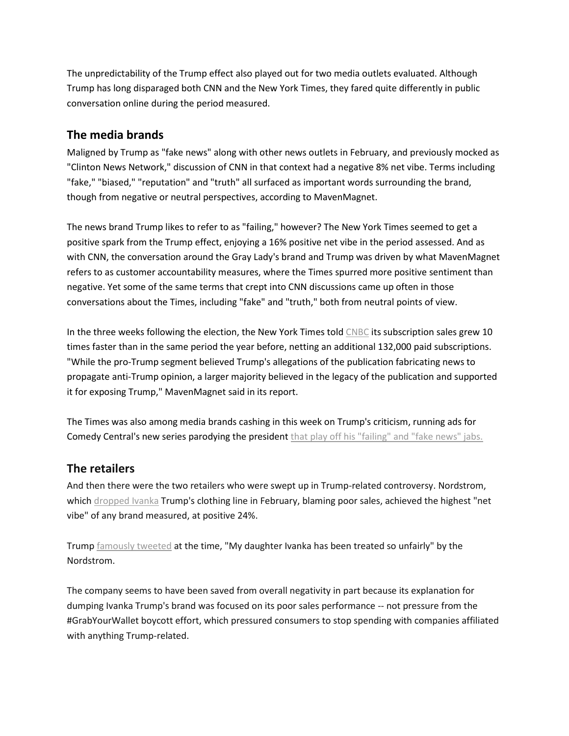The unpredictability of the Trump effect also played out for two media outlets evaluated. Although Trump has long disparaged both CNN and the New York Times, they fared quite differently in public conversation online during the period measured.

## The media brands

Maligned by Trump as "fake news" along with other news outlets in February, and previously mocked as "Clinton News Network," discussion of CNN in that context had a negative 8% net vibe. Terms including "fake," "biased," "reputation" and "truth" all surfaced as important words surrounding the brand, though from negative or neutral perspectives, according to MavenMagnet.

The news brand Trump likes to refer to as "failing," however? The New York Times seemed to get a positive spark from the Trump effect, enjoying a 16% positive net vibe in the period assessed. And as with CNN, the conversation around the Gray Lady's brand and Trump was driven by what MavenMagnet refers to as customer accountability measures, where the Times spurred more positive sentiment than negative. Yet some of the same terms that crept into CNN discussions came up often in those conversations about the Times, including "fake" and "truth," both from neutral points of view.

In the three weeks following the election, the New York Times told CNBC its subscription sales grew 10 times faster than in the same period the year before, netting an additional 132,000 paid subscriptions. "While the pro-Trump segment believed Trump's allegations of the publication fabricating news to propagate anti-Trump opinion, a larger majority believed in the legacy of the publication and supported it for exposing Trump," MavenMagnet said in its report.

The Times was also among media brands cashing in this week on Trump's criticism, running ads for Comedy Central's new series parodying the president that play off his "failing" and "fake news" jabs.

## The retailers

And then there were the two retailers who were swept up in Trump-related controversy. Nordstrom, which dropped Ivanka Trump's clothing line in February, blaming poor sales, achieved the highest "net vibe" of any brand measured, at positive 24%.

Trump famously tweeted at the time, "My daughter Ivanka has been treated so unfairly" by the Nordstrom.

The company seems to have been saved from overall negativity in part because its explanation for dumping Ivanka Trump's brand was focused on its poor sales performance -- not pressure from the #GrabYourWallet boycott effort, which pressured consumers to stop spending with companies affiliated with anything Trump-related.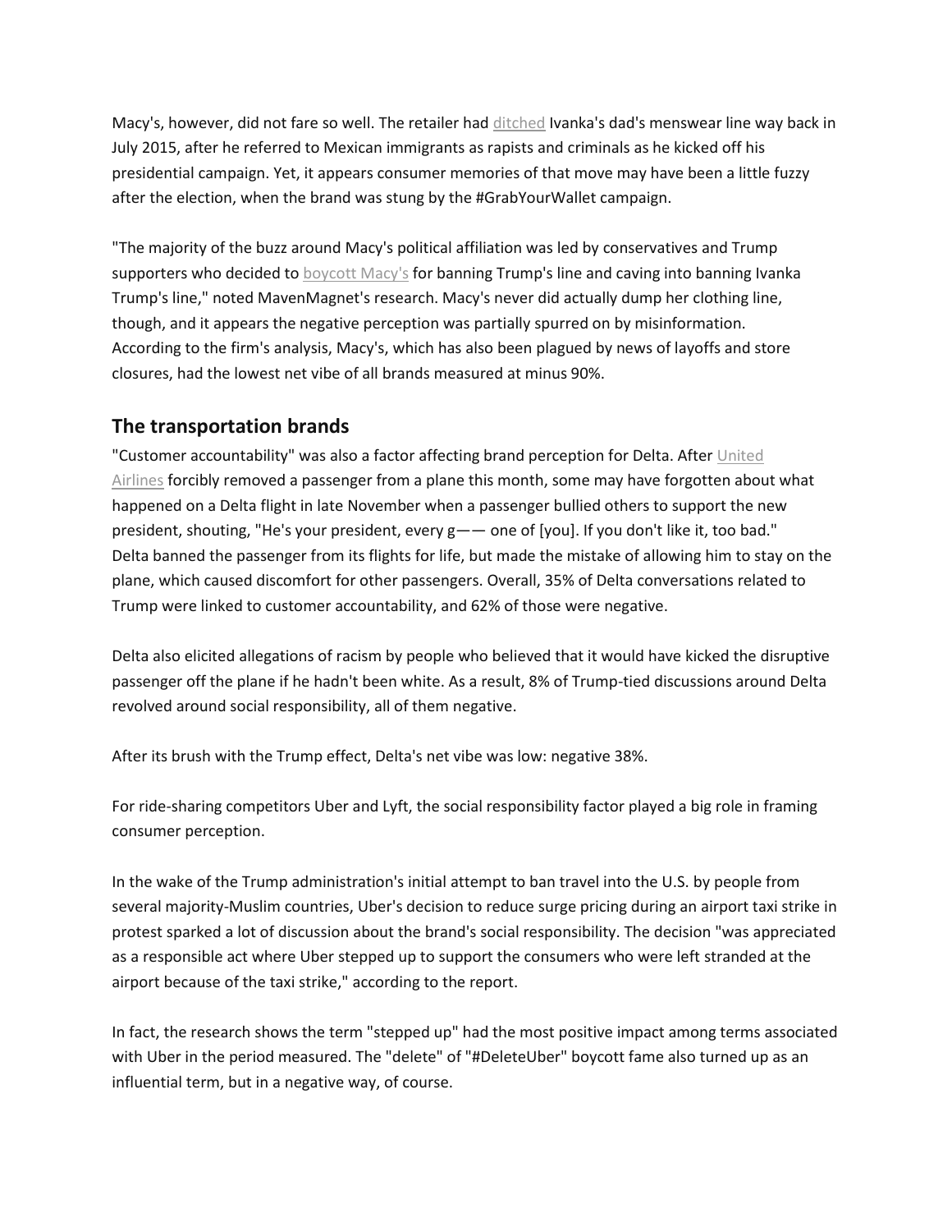Macy's, however, did not fare so well. The retailer had ditched Ivanka's dad's menswear line way back in July 2015, after he referred to Mexican immigrants as rapists and criminals as he kicked off his presidential campaign. Yet, it appears consumer memories of that move may have been a little fuzzy after the election, when the brand was stung by the #GrabYourWallet campaign.

"The majority of the buzz around Macy's political affiliation was led by conservatives and Trump supporters who decided to boycott Macy's for banning Trump's line and caving into banning Ivanka Trump's line," noted MavenMagnet's research. Macy's never did actually dump her clothing line, though, and it appears the negative perception was partially spurred on by misinformation. According to the firm's analysis, Macy's, which has also been plagued by news of layoffs and store closures, had the lowest net vibe of all brands measured at minus 90%.

## The transportation brands

"Customer accountability" was also a factor affecting brand perception for Delta. After United Airlines forcibly removed a passenger from a plane this month, some may have forgotten about what happened on a Delta flight in late November when a passenger bullied others to support the new president, shouting, "He's your president, every g—— one of [you]. If you don't like it, too bad." Delta banned the passenger from its flights for life, but made the mistake of allowing him to stay on the plane, which caused discomfort for other passengers. Overall, 35% of Delta conversations related to Trump were linked to customer accountability, and 62% of those were negative.

Delta also elicited allegations of racism by people who believed that it would have kicked the disruptive passenger off the plane if he hadn't been white. As a result, 8% of Trump-tied discussions around Delta revolved around social responsibility, all of them negative.

After its brush with the Trump effect, Delta's net vibe was low: negative 38%.

For ride-sharing competitors Uber and Lyft, the social responsibility factor played a big role in framing consumer perception.

In the wake of the Trump administration's initial attempt to ban travel into the U.S. by people from several majority-Muslim countries, Uber's decision to reduce surge pricing during an airport taxi strike in protest sparked a lot of discussion about the brand's social responsibility. The decision "was appreciated as a responsible act where Uber stepped up to support the consumers who were left stranded at the airport because of the taxi strike," according to the report.

In fact, the research shows the term "stepped up" had the most positive impact among terms associated with Uber in the period measured. The "delete" of "#DeleteUber" boycott fame also turned up as an influential term, but in a negative way, of course.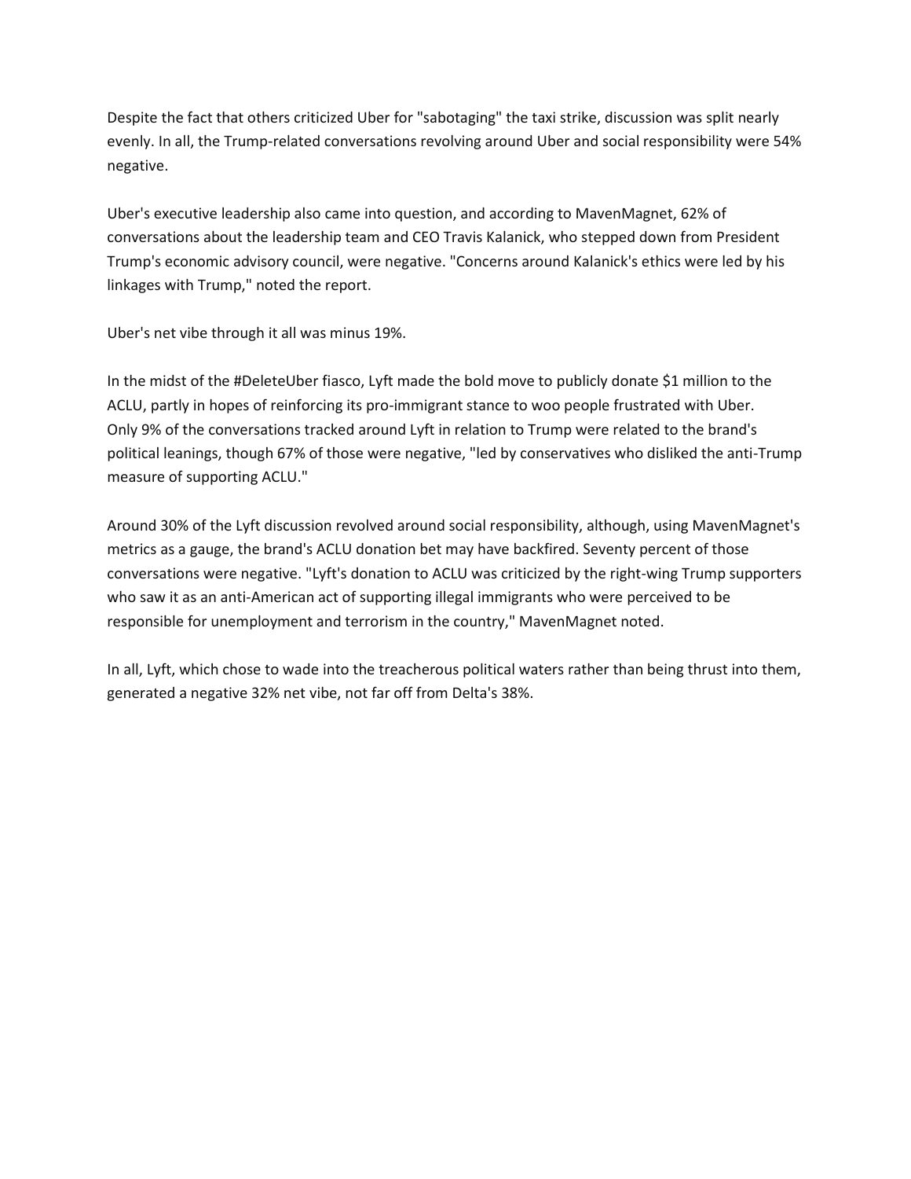Despite the fact that others criticized Uber for "sabotaging" the taxi strike, discussion was split nearly evenly. In all, the Trump-related conversations revolving around Uber and social responsibility were 54% negative.

Uber's executive leadership also came into question, and according to MavenMagnet, 62% of conversations about the leadership team and CEO Travis Kalanick, who stepped down from President Trump's economic advisory council, were negative. "Concerns around Kalanick's ethics were led by his linkages with Trump," noted the report.

Uber's net vibe through it all was minus 19%.

In the midst of the #DeleteUber fiasco, Lyft made the bold move to publicly donate $1 million to the ACLU, partly in hopes of reinforcing its pro-immigrant stance to woo people frustrated with Uber. Only 9% of the conversations tracked around Lyft in relation to Trump were related to the brand's political leanings, though 67% of those were negative, "led by conservatives who disliked the anti-Trump measure of supporting ACLU."

Around 30% of the Lyft discussion revolved around social responsibility, although, using MavenMagnet's metrics as a gauge, the brand's ACLU donation bet may have backfired. Seventy percent of those conversations were negative. "Lyft's donation to ACLU was criticized by the right-wing Trump supporters who saw it as an anti-American act of supporting illegal immigrants who were perceived to be responsible for unemployment and terrorism in the country," MavenMagnet noted.

In all, Lyft, which chose to wade into the treacherous political waters rather than being thrust into them, generated a negative 32% net vibe, not far off from Delta's 38%.